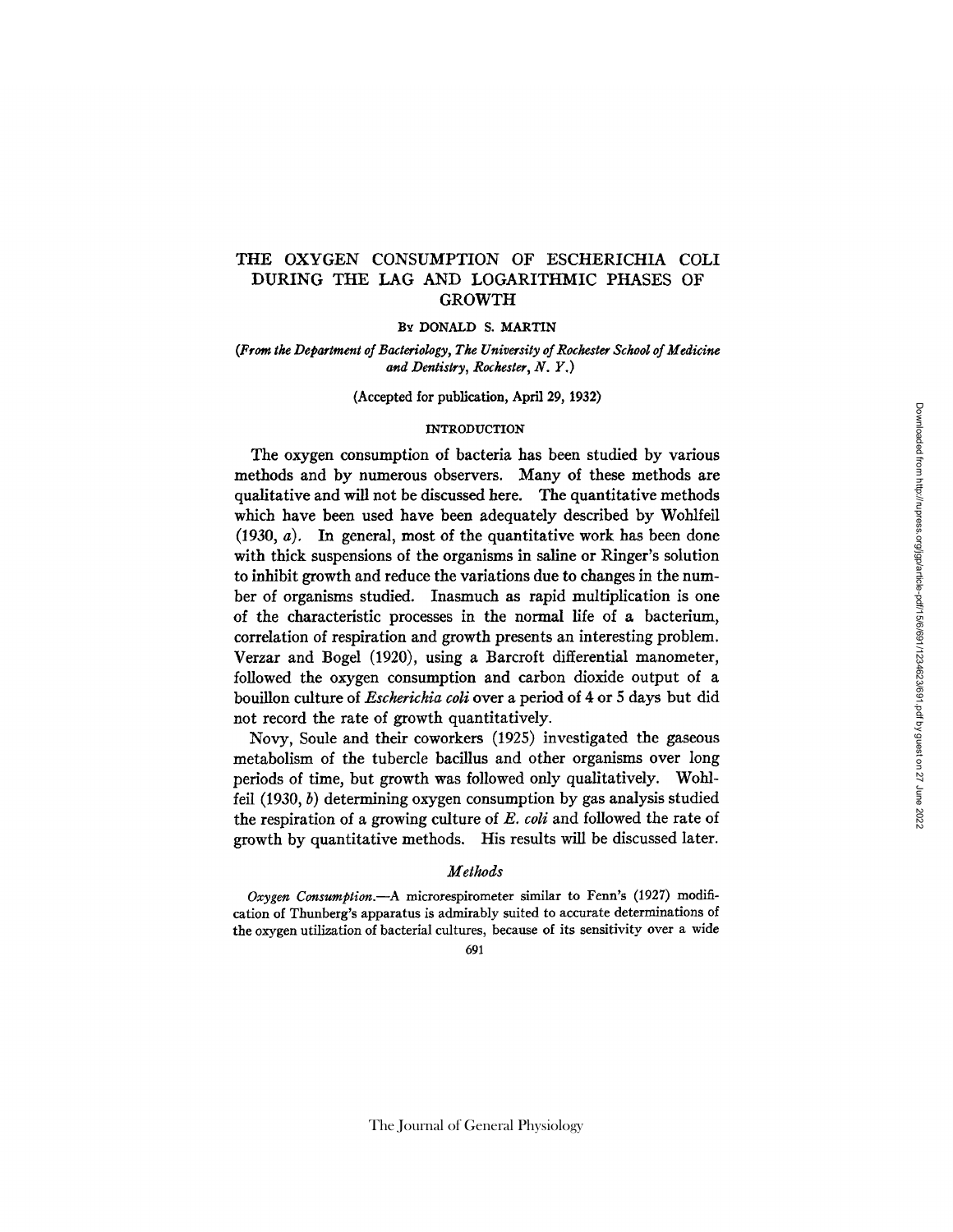# THE OXYGEN CONSUMPTION OF ESCHERICHIA COLI DURING THE LAG AND LOGARITHMIC PHASES OF GROWTH

By DONALD S. MARTIN

*(From the Department of Bacteriology, The University of Rochester School of Medicine and Dentistry, Rochester, N. Y.)*

(Accepted for publication, April 29, 1932)

## INTRODUCTION

The oxygen consumption of bacteria has been studied by various methods and by numerous observers. Many of these methods are qualitative and will not be discussed here. The quantitative methods which have been used have been adequately described by Wohlfeil (1930, *a*). In general, most of the quantitative work has been done with thick suspensions of the organisms in saline or Ringer's solution to inhibit growth and reduce the variations due to changes in the number of organisms studied. Inasmuch as rapid multiplication is one of the characteristic processes in the normal life of a bacterium, correlation of respiration and growth presents an interesting problem. Verzar and Bogel (1920), using a Barcroft differential manometer, followed the oxygen consumption and carbon dioxide output of a bouillon culture of *Escherichia coli* over a period of 4 or 5 days but did not record the rate of growth quantitatively.

Novy, Soule and their coworkers (1925) investigated the gaseous metabolism of the tubercle bacillus and other organisms over long periods of time, but growth was followed only qualitatively. Wohlfeil (1930, *b*) determining oxygen consumption by gas analysis studied the respiration of a growing culture of *E. coli* and followed the rate of growth by quantitative methods. His results will be discussed later.

### *Methods*

*Oxygen Consumption.*—A microrespirometer similar to Fenn's (1927) modification of Thunberg's apparatus is admirably suited to accurate determinations of the oxygen utilization of bacterial cultures, because of its sensitivity over a wide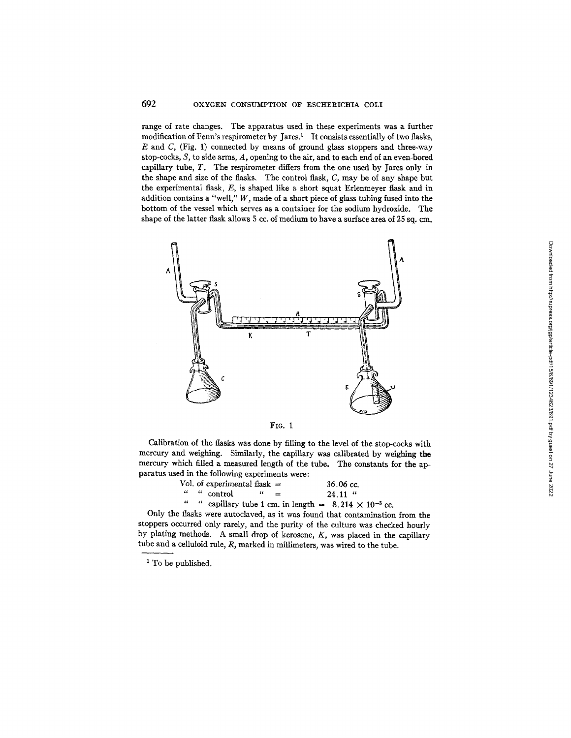range of rate changes. The apparatus used in these experiments was a further modification of Fenn's respirometer by Jares.[1] It consists essentially of two flasks, *E* and *C*, (Fig. 1) connected by means of ground glass stoppers and three-way stop-cocks, *S*, to side arms, *A*, opening to the air, and to each end of an even-bored capillary tube, *T*. The respirometer differs from the one used by Jares only in the shape and size of the flasks. The control flask, *C*, may be of any shape but the experimental flask, *E*, is shaped like a short squat Erlenmeyer flask and in addition contains a "well," *W*, made of a short piece of glass tubing fused into the bottom of the vessel which serves as a container for the sodium hydroxide. The shape of the latter flask allows 5 cc. of medium to have a surface area of 25 sq. cm.

FIG. 1

Calibration of the flasks was done by filling to the level of the stop-cocks with mercury and weighing. Similarly, the capillary was calibrated by weighing the mercury which filled a measured length of the tube. The constants for the apparatus used in the following experiments were:

Vol. of experimental flask = 36.06 cc.
" " control " = 24.11 "
" " capillary tube 1 cm. in length = $8.214 \times 10^{-3}$ cc.

Only the flasks were autoclaved, as it was found that contamination from the stoppers occurred only rarely, and the purity of the culture was checked hourly by plating methods. A small drop of kerosene, *K*, was placed in the capillary tube and a celluloid rule, *R*, marked in millimeters, was wired to the tube.

[1] To be published.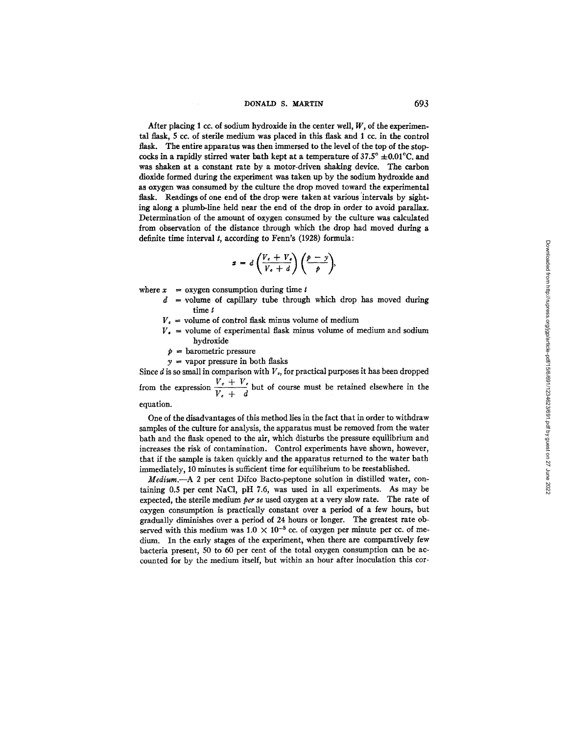After placing 1 cc. of sodium hydroxide in the center well, $W$, of the experimental flask, 5 cc. of sterile medium was placed in this flask and 1 cc. in the control flask. The entire apparatus was then immersed to the level of the top of the stopcocks in a rapidly stirred water bath kept at a temperature of 37.5° ±0.01°C. and was shaken at a constant rate by a motor-driven shaking device. The carbon dioxide formed during the experiment was taken up by the sodium hydroxide and as oxygen was consumed by the culture the drop moved toward the experimental flask. Readings of one end of the drop were taken at various intervals by sighting along a plumb-line held near the end of the drop in order to avoid parallax. Determination of the amount of oxygen consumed by the culture was calculated from observation of the distance through which the drop had moved during a definite time interval $t$, according to Fenn's (1928) formula:

$$x = d\left(\frac{V_c + V_e}{V_c + d}\right)\left(\frac{p - y}{p}\right),$$

where $x$ = oxygen consumption during time $t$

$d$ = volume of capillary tube through which drop has moved during time $t$

$V_c$ = volume of control flask minus volume of medium

$V_e$ = volume of experimental flask minus volume of medium and sodium hydroxide

$p$ = barometric pressure

$y$ = vapor pressure in both flasks

Since $d$ is so small in comparison with $V_c$, for practical purposes it has been dropped from the expression $\frac{V_c + V_e}{V_c + d}$ but of course must be retained elsewhere in the equation.

One of the disadvantages of this method lies in the fact that in order to withdraw samples of the culture for analysis, the apparatus must be removed from the water bath and the flask opened to the air, which disturbs the pressure equilibrium and increases the risk of contamination. Control experiments have shown, however, that if the sample is taken quickly and the apparatus returned to the water bath immediately, 10 minutes is sufficient time for equilibrium to be reestablished.

*Medium.*—A 2 per cent Difco Bacto-peptone solution in distilled water, containing 0.5 per cent NaCl, pH 7.6, was used in all experiments. As may be expected, the sterile medium *per se* used oxygen at a very slow rate. The rate of oxygen consumption is practically constant over a period of a few hours, but gradually diminishes over a period of 24 hours or longer. The greatest rate observed with this medium was $1.0 \times 10^{-5}$ cc. of oxygen per minute per cc. of medium. In the early stages of the experiment, when there are comparatively few bacteria present, 50 to 60 per cent of the total oxygen consumption can be accounted for by the medium itself, but within an hour after inoculation this cor-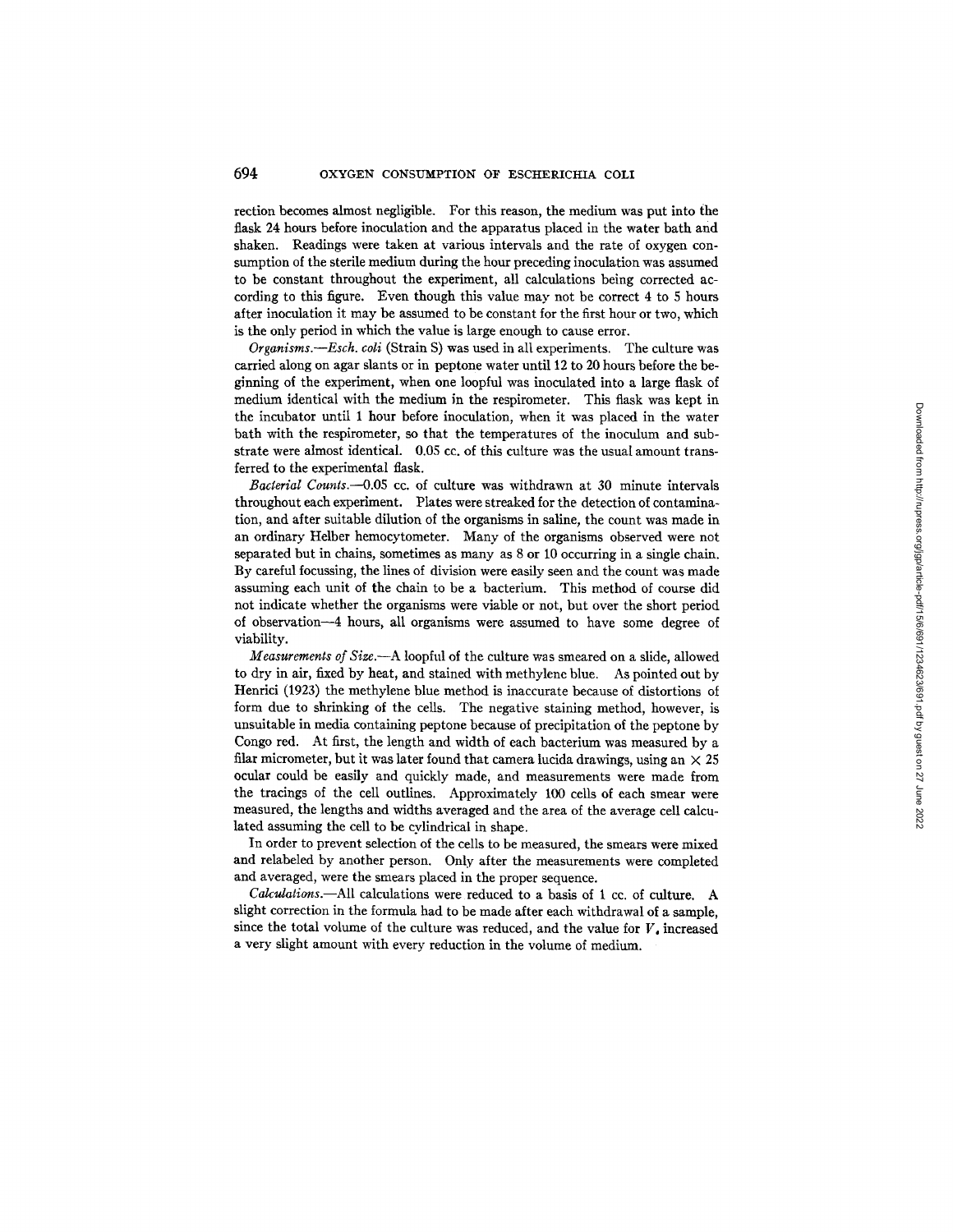rection becomes almost negligible. For this reason, the medium was put into the flask 24 hours before inoculation and the apparatus placed in the water bath and shaken. Readings were taken at various intervals and the rate of oxygen consumption of the sterile medium during the hour preceding inoculation was assumed to be constant throughout the experiment, all calculations being corrected according to this figure. Even though this value may not be correct 4 to 5 hours after inoculation it may be assumed to be constant for the first hour or two, which is the only period in which the value is large enough to cause error.

*Organisms.*—*Esch. coli* (Strain S) was used in all experiments. The culture was carried along on agar slants or in peptone water until 12 to 20 hours before the beginning of the experiment, when one loopful was inoculated into a large flask of medium identical with the medium in the respirometer. This flask was kept in the incubator until 1 hour before inoculation, when it was placed in the water bath with the respirometer, so that the temperatures of the inoculum and substrate were almost identical. 0.05 cc. of this culture was the usual amount transferred to the experimental flask.

*Bacterial Counts.*—0.05 cc. of culture was withdrawn at 30 minute intervals throughout each experiment. Plates were streaked for the detection of contamination, and after suitable dilution of the organisms in saline, the count was made in an ordinary Helber hemocytometer. Many of the organisms observed were not separated but in chains, sometimes as many as 8 or 10 occurring in a single chain. By careful focussing, the lines of division were easily seen and the count was made assuming each unit of the chain to be a bacterium. This method of course did not indicate whether the organisms were viable or not, but over the short period of observation—4 hours, all organisms were assumed to have some degree of viability.

*Measurements of Size.*—A loopful of the culture was smeared on a slide, allowed to dry in air, fixed by heat, and stained with methylene blue. As pointed out by Henrici (1923) the methylene blue method is inaccurate because of distortions of form due to shrinking of the cells. The negative staining method, however, is unsuitable in media containing peptone because of precipitation of the peptone by Congo red. At first, the length and width of each bacterium was measured by a filar micrometer, but it was later found that camera lucida drawings, using an $\times$ 25 ocular could be easily and quickly made, and measurements were made from the tracings of the cell outlines. Approximately 100 cells of each smear were measured, the lengths and widths averaged and the area of the average cell calculated assuming the cell to be cylindrical in shape.

In order to prevent selection of the cells to be measured, the smears were mixed and relabeled by another person. Only after the measurements were completed and averaged, were the smears placed in the proper sequence.

*Calculations.*—All calculations were reduced to a basis of 1 cc. of culture. A slight correction in the formula had to be made after each withdrawal of a sample, since the total volume of the culture was reduced, and the value for $V_g$ increased a very slight amount with every reduction in the volume of medium.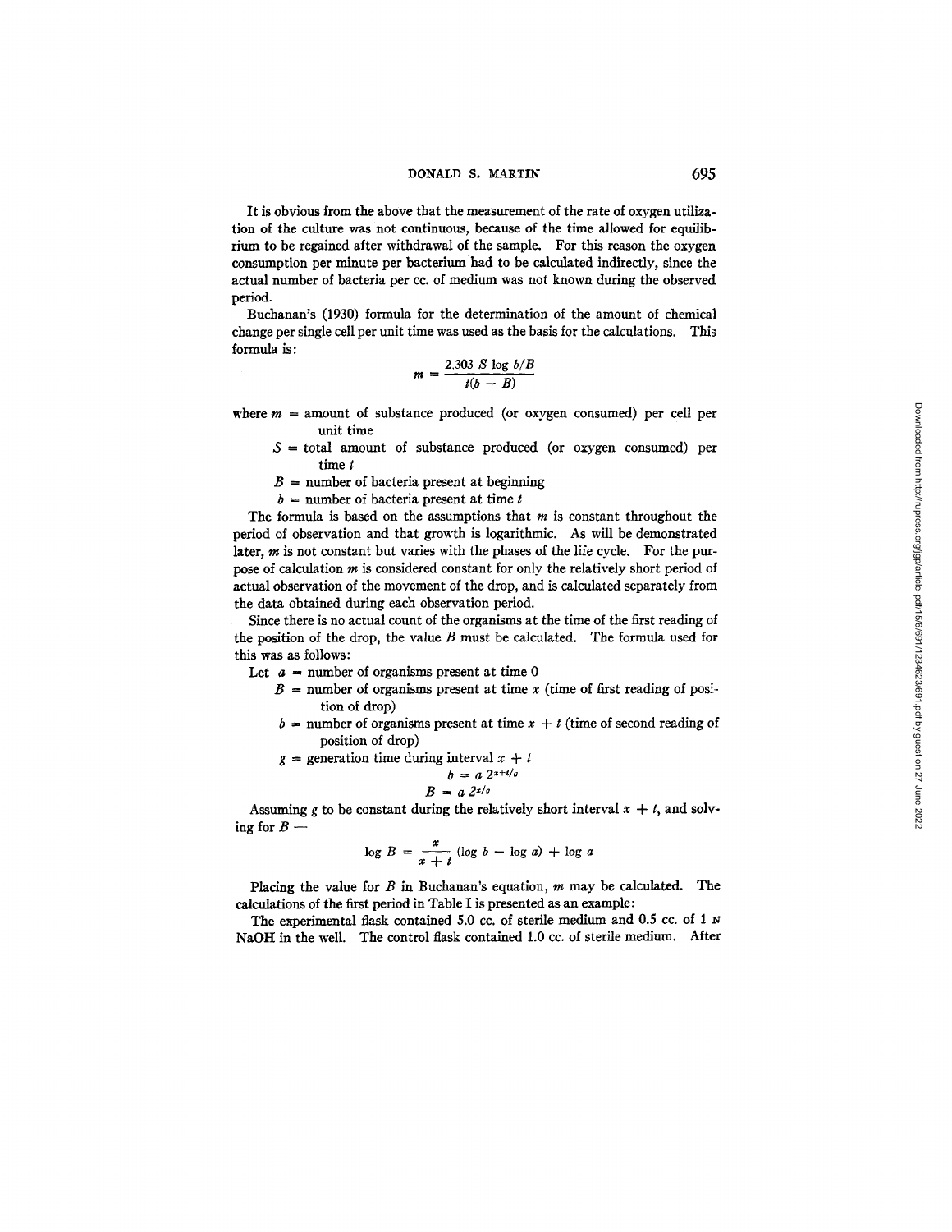It is obvious from the above that the measurement of the rate of oxygen utilization of the culture was not continuous, because of the time allowed for equilibrium to be regained after withdrawal of the sample. For this reason the oxygen consumption per minute per bacterium had to be calculated indirectly, since the actual number of bacteria per cc. of medium was not known during the observed period.

Buchanan's (1930) formula for the determination of the amount of chemical change per single cell per unit time was used as the basis for the calculations. This formula is:

$$m = \frac{2.303\ S \log b/B}{t(b - B)}$$

where $m$ = amount of substance produced (or oxygen consumed) per cell per unit time

$S$ = total amount of substance produced (or oxygen consumed) per time $t$

$B$ = number of bacteria present at beginning

$b$ = number of bacteria present at time $t$

The formula is based on the assumptions that $m$ is constant throughout the period of observation and that growth is logarithmic. As will be demonstrated later, $m$ is not constant but varies with the phases of the life cycle. For the purpose of calculation $m$ is considered constant for only the relatively short period of actual observation of the movement of the drop, and is calculated separately from the data obtained during each observation period.

Since there is no actual count of the organisms at the time of the first reading of the position of the drop, the value $B$ must be calculated. The formula used for this was as follows:

Let $a$ = number of organisms present at time 0

$B$ = number of organisms present at time $x$ (time of first reading of position of drop)

$b$ = number of organisms present at time $x + t$ (time of second reading of position of drop)

$g$ = generation time during interval $x + t$

$$b = a\ 2^{x+t/g}$$

$$B = a\ 2^{x/g}$$

Assuming $g$ to be constant during the relatively short interval $x + t$, and solving for $B$ —

$$\log B = \frac{x}{x + t} (\log b - \log a) + \log a$$

Placing the value for $B$ in Buchanan's equation, $m$ may be calculated. The calculations of the first period in Table I is presented as an example:

The experimental flask contained 5.0 cc. of sterile medium and 0.5 cc. of 1 N NaOH in the well. The control flask contained 1.0 cc. of sterile medium. After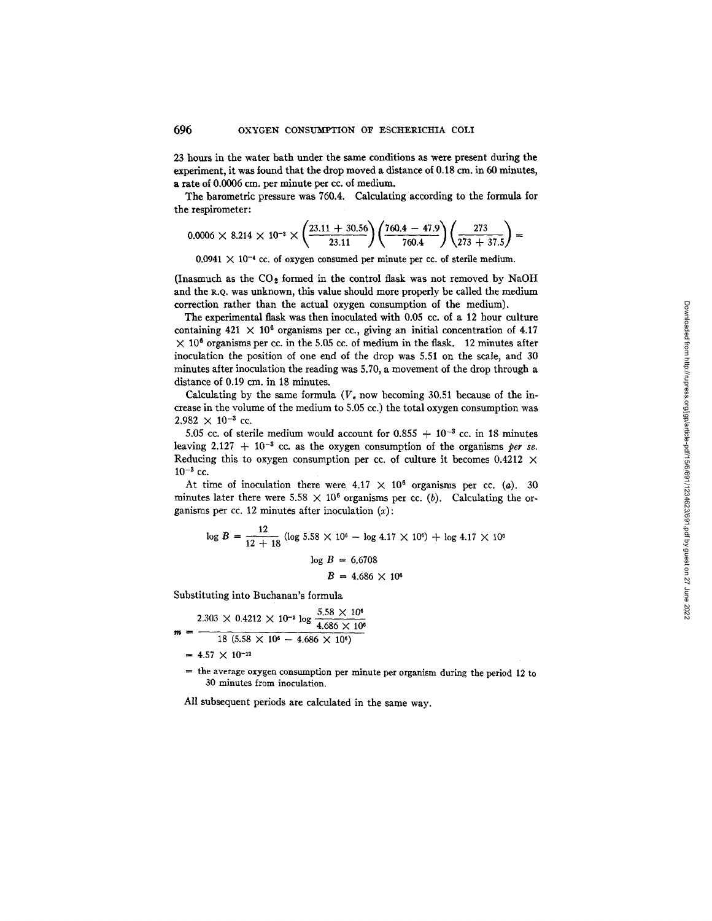23 hours in the water bath under the same conditions as were present during the experiment, it was found that the drop moved a distance of 0.18 cm. in 60 minutes, a rate of 0.0006 cm. per minute per cc. of medium.

The barometric pressure was 760.4. Calculating according to the formula for the respirometer:

$$0.0006 \times 8.214 \times 10^{-3} \times \left(\frac{23.11 + 30.56}{23.11}\right)\left(\frac{760.4 - 47.9}{760.4}\right)\left(\frac{273}{273 + 37.5}\right) =$$

$0.0941 \times 10^{-4}$ cc. of oxygen consumed per minute per cc. of sterile medium.

(Inasmuch as the $CO_2$ formed in the control flask was not removed by NaOH and the R.Q. was unknown, this value should more properly be called the medium correction rather than the actual oxygen consumption of the medium).

The experimental flask was then inoculated with 0.05 cc. of a 12 hour culture containing $421 \times 10^6$ organisms per cc., giving an initial concentration of $4.17 \times 10^6$ organisms per cc. in the 5.05 cc. of medium in the flask. 12 minutes after inoculation the position of one end of the drop was 5.51 on the scale, and 30 minutes after inoculation the reading was 5.70, a movement of the drop through a distance of 0.19 cm. in 18 minutes.

Calculating by the same formula ($V_e$ now becoming 30.51 because of the increase in the volume of the medium to 5.05 cc.) the total oxygen consumption was $2.982 \times 10^{-3}$ cc.

5.05 cc. of sterile medium would account for $0.855 + 10^{-3}$ cc. in 18 minutes leaving $2.127 + 10^{-3}$ cc. as the oxygen consumption of the organisms *per se*. Reducing this to oxygen consumption per cc. of culture it becomes $0.4212 \times 10^{-3}$ cc.

At time of inoculation there were $4.17 \times 10^6$ organisms per cc. ($a$). 30 minutes later there were $5.58 \times 10^6$ organisms per cc. ($b$). Calculating the organisms per cc. 12 minutes after inoculation ($x$):

$$\log B = \frac{12}{12 + 18}(\log 5.58 \times 10^6 - \log 4.17 \times 10^6) + \log 4.17 \times 10^6$$

$$\log B = 6.6708$$

$$B = 4.686 \times 10^6$$

Substituting into Buchanan's formula

$$m = \frac{2.303 \times 0.4212 \times 10^{-3} \log \dfrac{5.58 \times 10^6}{4.686 \times 10^6}}{18\,(5.58 \times 10^6 - 4.686 \times 10^6)}$$

$$= 4.57 \times 10^{-12}$$

= the average oxygen consumption per minute per organism during the period 12 to 30 minutes from inoculation.

All subsequent periods are calculated in the same way.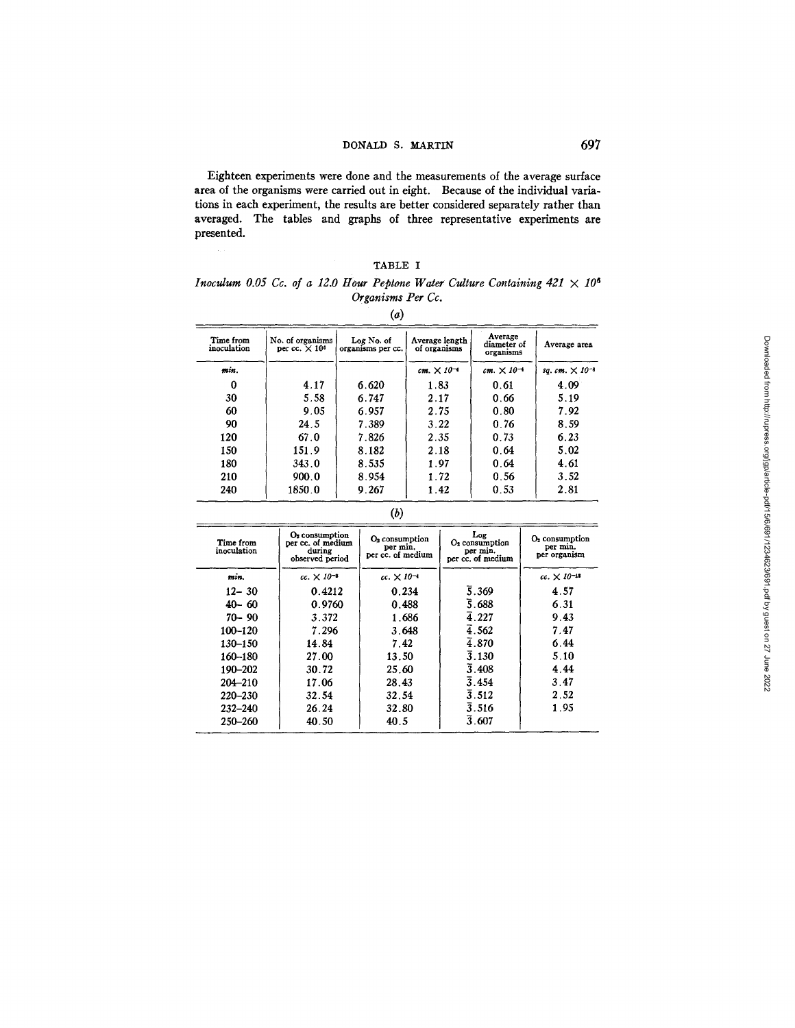Eighteen experiments were done and the measurements of the average surface area of the organisms were carried out in eight. Because of the individual variations in each experiment, the results are better considered separately rather than averaged. The tables and graphs of three representative experiments are presented.

TABLE I

*Inoculum 0.05 Cc. of a 12.0 Hour Peptone Water Culture Containing 421 × 10⁶ Organisms Per Cc.*

(*a*)

| Time from inoculation | No. of organisms per cc. $\times 10^6$ | Log No. of organisms per cc. | Average length of organisms | Average diameter of organisms | Average area |
|---|---|---|---|---|---|
| *min.* | | | *cm.* $\times 10^{-4}$ | *cm.* $\times 10^{-4}$ | *sq. cm.* $\times 10^{-8}$ |
| 0 | 4.17 | 6.620 | 1.83 | 0.61 | 4.09 |
| 30 | 5.58 | 6.747 | 2.17 | 0.66 | 5.19 |
| 60 | 9.05 | 6.957 | 2.75 | 0.80 | 7.92 |
| 90 | 24.5 | 7.389 | 3.22 | 0.76 | 8.59 |
| 120 | 67.0 | 7.826 | 2.35 | 0.73 | 6.23 |
| 150 | 151.9 | 8.182 | 2.18 | 0.64 | 5.02 |
| 180 | 343.0 | 8.535 | 1.97 | 0.64 | 4.61 |
| 210 | 900.0 | 8.954 | 1.72 | 0.56 | 3.52 |
| 240 | 1850.0 | 9.267 | 1.42 | 0.53 | 2.81 |

(*b*)

| Time from inoculation | $O_2$ consumption per cc. of medium during observed period | $O_2$ consumption per min. per cc. of medium | Log $O_2$ consumption per min. per cc. of medium | $O_2$ consumption per min. per organism |
|---|---|---|---|---|
| *min.* | *cc.* $\times 10^{-3}$ | *cc.* $\times 10^{-4}$ | | *cc.* $\times 10^{-12}$ |
| 12– 30 | 0.4212 | 0.234 | $\bar{5}.369$ | 4.57 |
| 40– 60 | 0.9760 | 0.488 | $\bar{5}.688$ | 6.31 |
| 70– 90 | 3.372 | 1.686 | $\bar{4}.227$ | 9.43 |
| 100–120 | 7.296 | 3.648 | $\bar{4}.562$ | 7.47 |
| 130–150 | 14.84 | 7.42 | $\bar{4}.870$ | 6.44 |
| 160–180 | 27.00 | 13.50 | $\bar{3}.130$ | 5.10 |
| 190–202 | 30.72 | 25.60 | $\bar{3}.408$ | 4.44 |
| 204–210 | 17.06 | 28.43 | $\bar{3}.454$ | 3.47 |
| 220–230 | 32.54 | 32.54 | $\bar{3}.512$ | 2.52 |
| 232–240 | 26.24 | 32.80 | $\bar{3}.516$ | 1.95 |
| 250–260 | 40.50 | 40.5 | $\bar{3}.607$ | |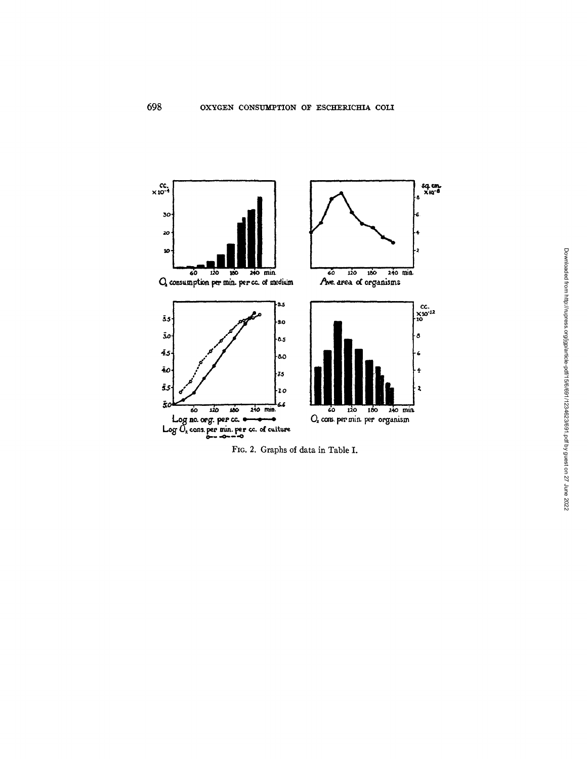Fig. 2. Graphs of data in Table I.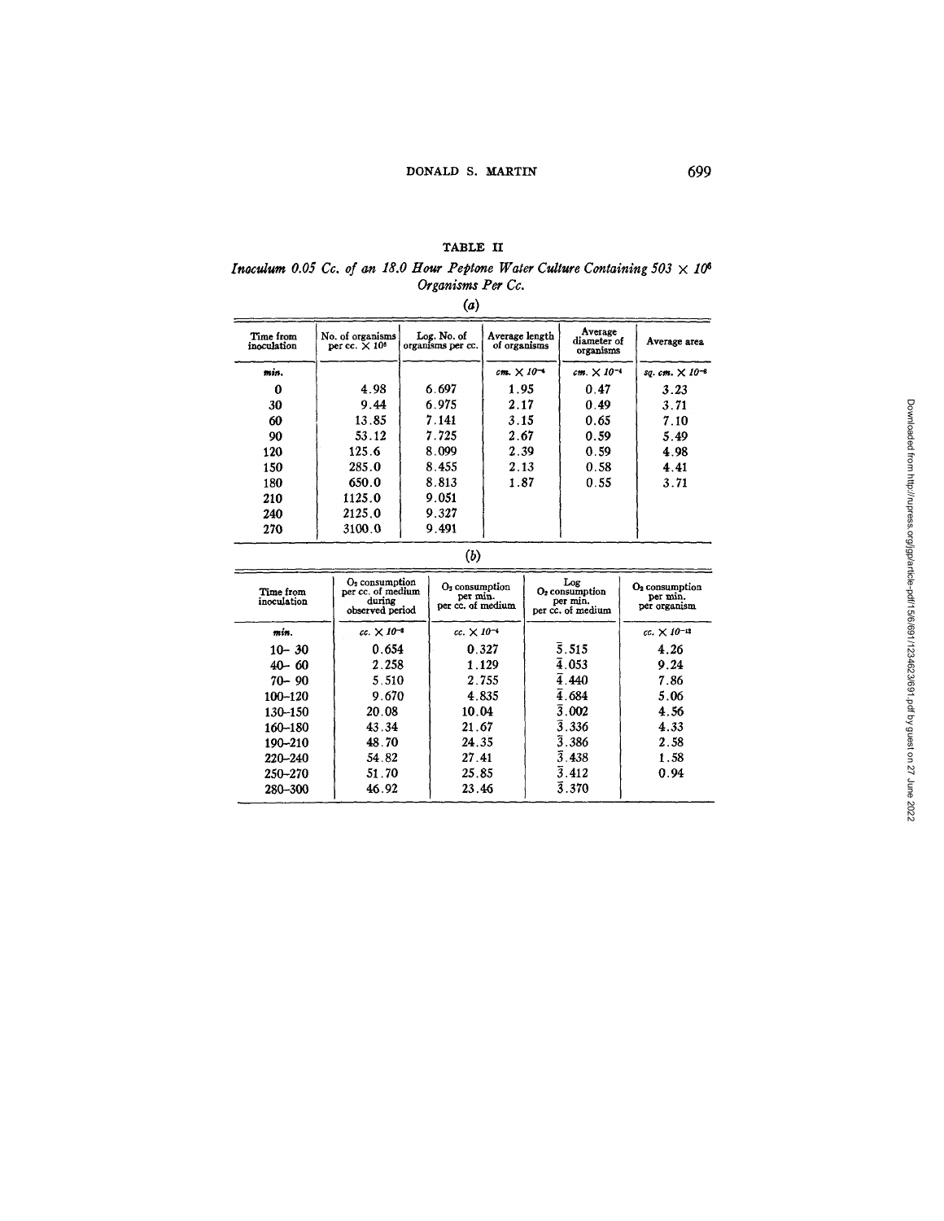TABLE II

*Inoculum 0.05 Cc. of an 18.0 Hour Peptone Water Culture Containing 503 × $10^6$ Organisms Per Cc.*

(*a*)

| Time from inoculation | No. of organisms per cc. × $10^6$ | Log. No. of organisms per cc. | Average length of organisms | Average diameter of organisms | Average area |
|---|---|---|---|---|---|
| *min.* | | | *cm.* × $10^{-4}$ | *cm.* × $10^{-4}$ | *sq. cm.* × $10^{-8}$ |
| 0 | 4.98 | 6.697 | 1.95 | 0.47 | 3.23 |
| 30 | 9.44 | 6.975 | 2.17 | 0.49 | 3.71 |
| 60 | 13.85 | 7.141 | 3.15 | 0.65 | 7.10 |
| 90 | 53.12 | 7.725 | 2.67 | 0.59 | 5.49 |
| 120 | 125.6 | 8.099 | 2.39 | 0.59 | 4.98 |
| 150 | 285.0 | 8.455 | 2.13 | 0.58 | 4.41 |
| 180 | 650.0 | 8.813 | 1.87 | 0.55 | 3.71 |
| 210 | 1125.0 | 9.051 | | | |
| 240 | 2125.0 | 9.327 | | | |
| 270 | 3100.0 | 9.491 | | | |

(*b*)

| Time from inoculation | $O_2$ consumption per cc. of medium during observed period | $O_2$ consumption per min. per cc. of medium | Log $O_2$ consumption per min. per cc. of medium | $O_2$ consumption per min. per organism |
|---|---|---|---|---|
| *min.* | *cc.* × $10^{-4}$ | *cc.* × $10^{-4}$ | | *cc.* × $10^{-12}$ |
| 10– 30 | 0.654 | 0.327 | $\bar{5}.515$ | 4.26 |
| 40– 60 | 2.258 | 1.129 | $\bar{4}.053$ | 9.24 |
| 70– 90 | 5.510 | 2.755 | $\bar{4}.440$ | 7.86 |
| 100–120 | 9.670 | 4.835 | $\bar{4}.684$ | 5.06 |
| 130–150 | 20.08 | 10.04 | $\bar{3}.002$ | 4.56 |
| 160–180 | 43.34 | 21.67 | $\bar{3}.336$ | 4.33 |
| 190–210 | 48.70 | 24.35 | $\bar{3}.386$ | 2.58 |
| 220–240 | 54.82 | 27.41 | $\bar{3}.438$ | 1.58 |
| 250–270 | 51.70 | 25.85 | $\bar{3}.412$ | 0.94 |
| 280–300 | 46.92 | 23.46 | $\bar{3}.370$ | |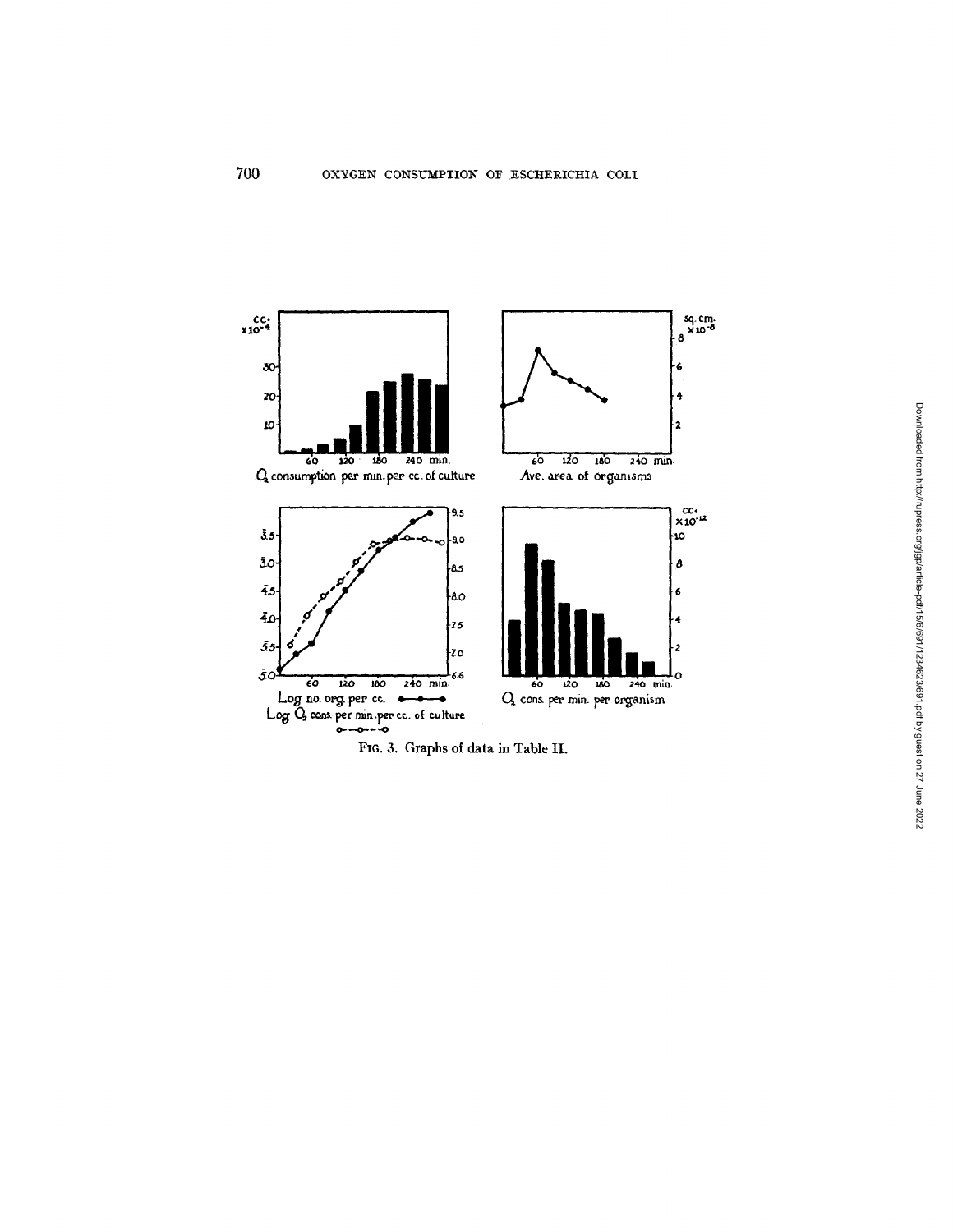FIG. 3. Graphs of data in Table II.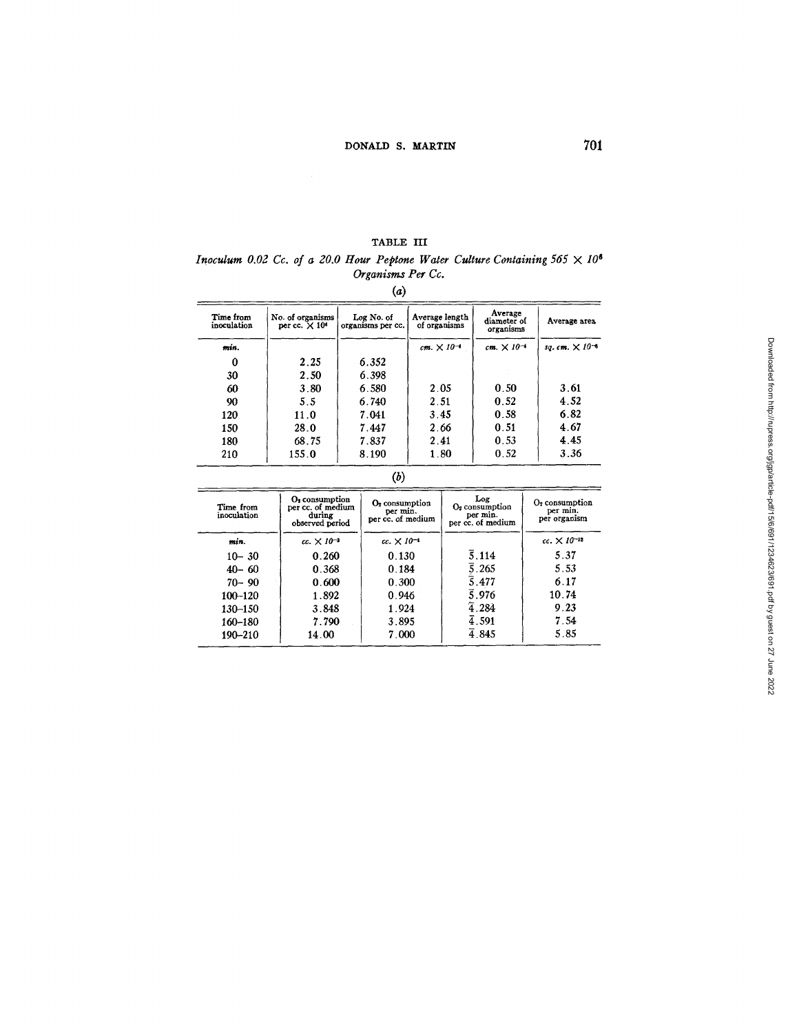TABLE III

*Inoculum 0.02 Cc. of a 20.0 Hour Peptone Water Culture Containing 565 × $10^6$ Organisms Per Cc.*

(*a*)

| Time from inoculation | No. of organisms per cc. × $10^6$ | Log No. of organisms per cc. | Average length of organisms | Average diameter of organisms | Average area |
|---|---|---|---|---|---|
| *min.* | | | *cm.* × $10^{-4}$ | *cm.* × $10^{-4}$ | *sq. cm.* × $10^{-8}$ |
| 0 | 2.25 | 6.352 | | | |
| 30 | 2.50 | 6.398 | | | |
| 60 | 3.80 | 6.580 | 2.05 | 0.50 | 3.61 |
| 90 | 5.5 | 6.740 | 2.51 | 0.52 | 4.52 |
| 120 | 11.0 | 7.041 | 3.45 | 0.58 | 6.82 |
| 150 | 28.0 | 7.447 | 2.66 | 0.51 | 4.67 |
| 180 | 68.75 | 7.837 | 2.41 | 0.53 | 4.45 |
| 210 | 155.0 | 8.190 | 1.80 | 0.52 | 3.36 |

(*b*)

| Time from inoculation | $O_2$ consumption per cc. of medium during observed period | $O_2$ consumption per min. per cc. of medium | Log $O_2$ consumption per min. per cc. of medium | $O_2$ consumption per min. per organism |
|---|---|---|---|---|
| *min.* | *cc.* × $10^{-3}$ | *cc.* × $10^{-4}$ | | *cc.* × $10^{-12}$ |
| 10– 30 | 0.260 | 0.130 | $\bar{5}.114$ | 5.37 |
| 40– 60 | 0.368 | 0.184 | $\bar{5}.265$ | 5.53 |
| 70– 90 | 0.600 | 0.300 | $\bar{5}.477$ | 6.17 |
| 100–120 | 1.892 | 0.946 | $\bar{5}.976$ | 10.74 |
| 130–150 | 3.848 | 1.924 | $\bar{4}.284$ | 9.23 |
| 160–180 | 7.790 | 3.895 | $\bar{4}.591$ | 7.54 |
| 190–210 | 14.00 | 7.000 | $\bar{4}.845$ | 5.85 |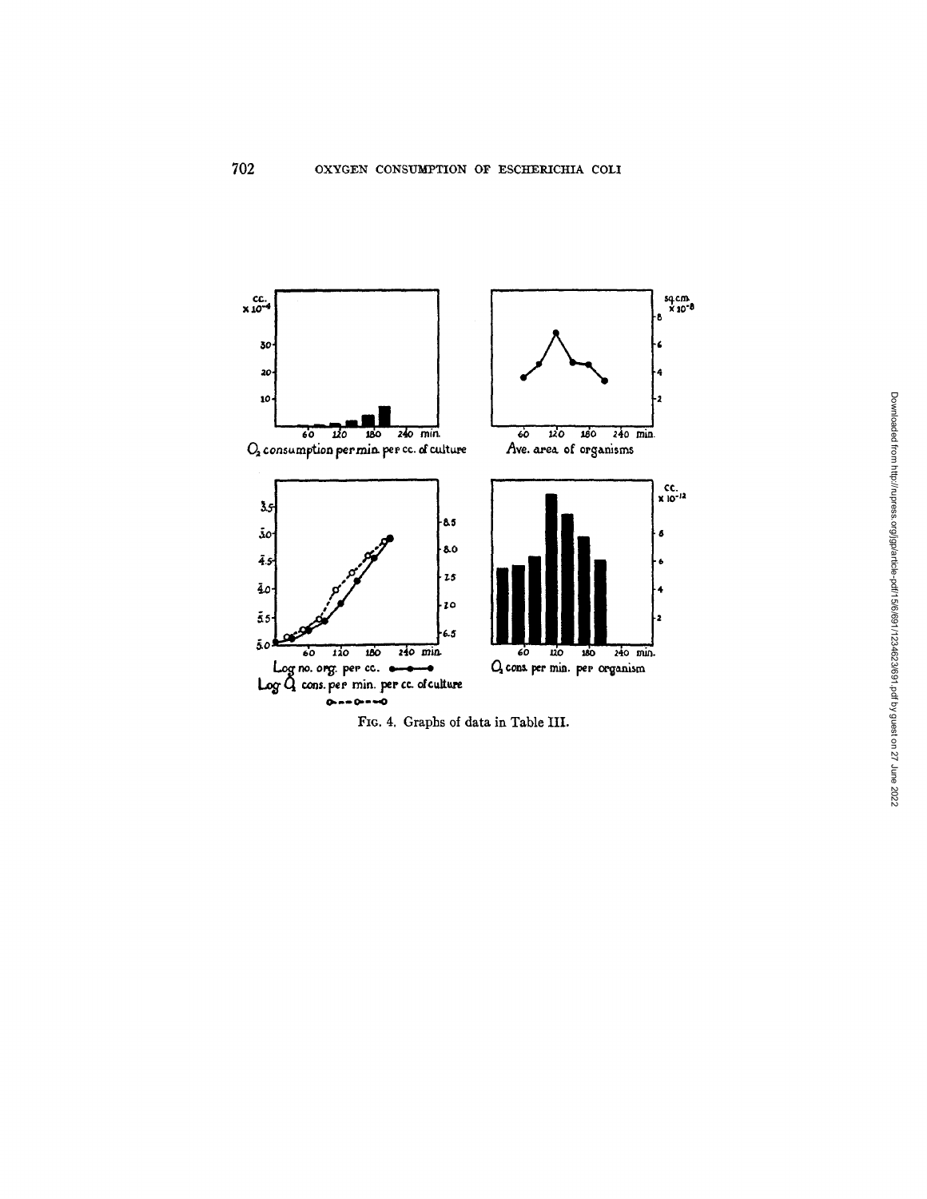Fig. 4. Graphs of data in Table III.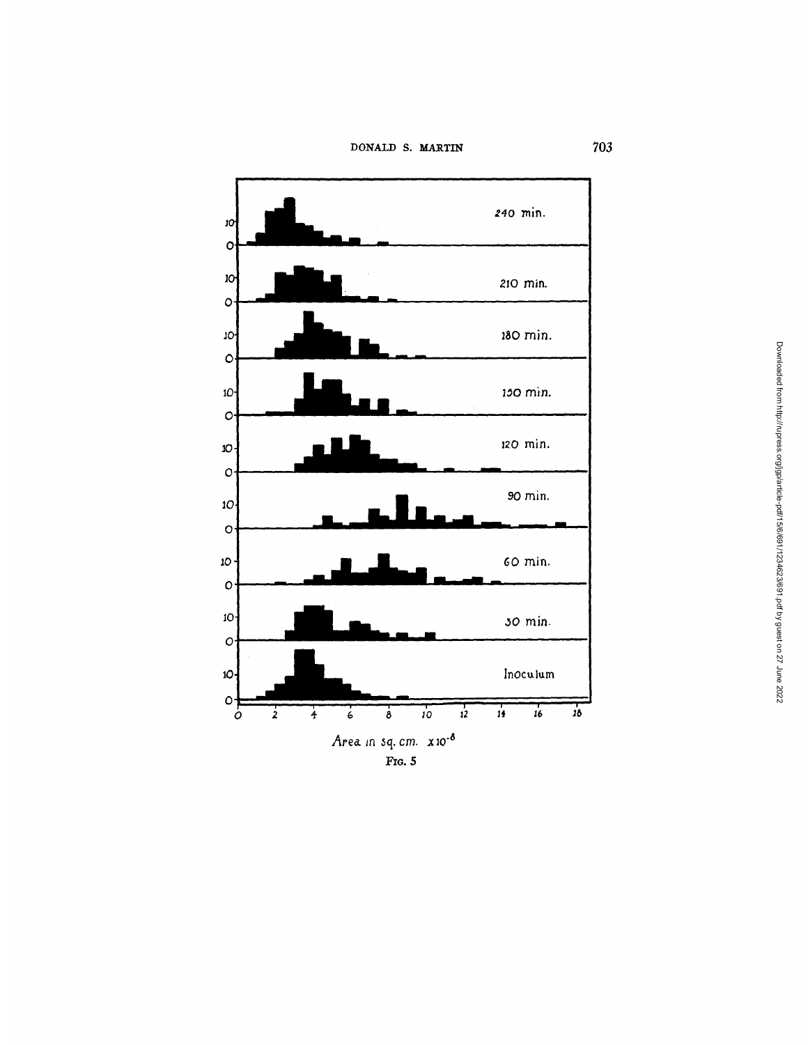FIG. 5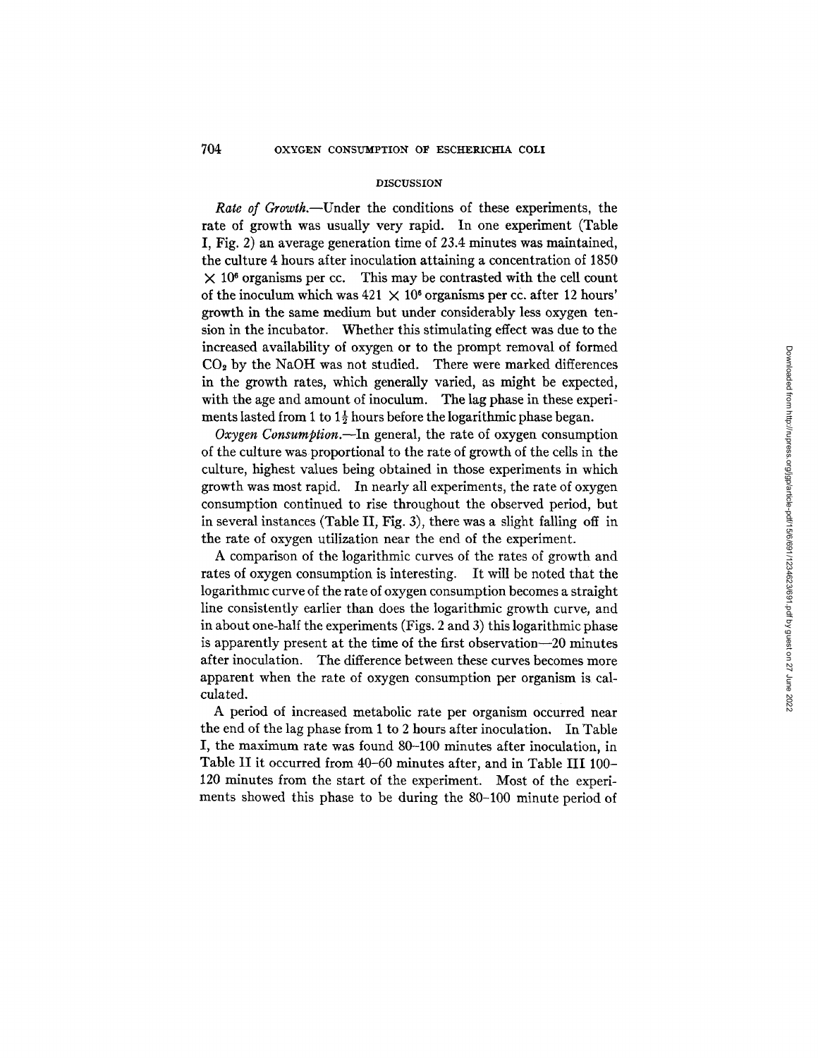## DISCUSSION

*Rate of Growth.*—Under the conditions of these experiments, the rate of growth was usually very rapid. In one experiment (Table I, Fig. 2) an average generation time of 23.4 minutes was maintained, the culture 4 hours after inoculation attaining a concentration of 1850 $\times 10^6$ organisms per cc. This may be contrasted with the cell count of the inoculum which was 421 $\times 10^6$ organisms per cc. after 12 hours' growth in the same medium but under considerably less oxygen tension in the incubator. Whether this stimulating effect was due to the increased availability of oxygen or to the prompt removal of formed $CO_2$ by the NaOH was not studied. There were marked differences in the growth rates, which generally varied, as might be expected, with the age and amount of inoculum. The lag phase in these experiments lasted from 1 to $1\frac{1}{2}$ hours before the logarithmic phase began.

*Oxygen Consumption.*—In general, the rate of oxygen consumption of the culture was proportional to the rate of growth of the cells in the culture, highest values being obtained in those experiments in which growth was most rapid. In nearly all experiments, the rate of oxygen consumption continued to rise throughout the observed period, but in several instances (Table II, Fig. 3), there was a slight falling off in the rate of oxygen utilization near the end of the experiment.

A comparison of the logarithmic curves of the rates of growth and rates of oxygen consumption is interesting. It will be noted that the logarithmic curve of the rate of oxygen consumption becomes a straight line consistently earlier than does the logarithmic growth curve, and in about one-half the experiments (Figs. 2 and 3) this logarithmic phase is apparently present at the time of the first observation—20 minutes after inoculation. The difference between these curves becomes more apparent when the rate of oxygen consumption per organism is calculated.

A period of increased metabolic rate per organism occurred near the end of the lag phase from 1 to 2 hours after inoculation. In Table I, the maximum rate was found 80–100 minutes after inoculation, in Table II it occurred from 40–60 minutes after, and in Table III 100–120 minutes from the start of the experiment. Most of the experiments showed this phase to be during the 80–100 minute period of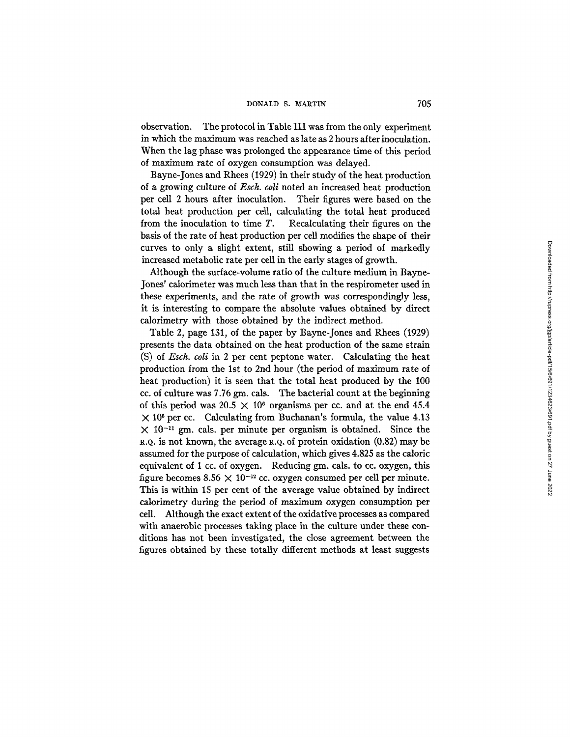observation. The protocol in Table III was from the only experiment in which the maximum was reached as late as 2 hours after inoculation. When the lag phase was prolonged the appearance time of this period of maximum rate of oxygen consumption was delayed.

Bayne-Jones and Rhees (1929) in their study of the heat production of a growing culture of *Esch. coli* noted an increased heat production per cell 2 hours after inoculation. Their figures were based on the total heat production per cell, calculating the total heat produced from the inoculation to time $T$. Recalculating their figures on the basis of the rate of heat production per cell modifies the shape of their curves to only a slight extent, still showing a period of markedly increased metabolic rate per cell in the early stages of growth.

Although the surface-volume ratio of the culture medium in Bayne-Jones' calorimeter was much less than that in the respirometer used in these experiments, and the rate of growth was correspondingly less, it is interesting to compare the absolute values obtained by direct calorimetry with those obtained by the indirect method.

Table 2, page 131, of the paper by Bayne-Jones and Rhees (1929) presents the data obtained on the heat production of the same strain (S) of *Esch. coli* in 2 per cent peptone water. Calculating the heat production from the 1st to 2nd hour (the period of maximum rate of heat production) it is seen that the total heat produced by the 100 cc. of culture was 7.76 gm. cals. The bacterial count at the beginning of this period was $20.5 \times 10^6$ organisms per cc. and at the end $45.4 \times 10^6$ per cc. Calculating from Buchanan's formula, the value $4.13 \times 10^{-11}$ gm. cals. per minute per organism is obtained. Since the R.Q. is not known, the average R.Q. of protein oxidation (0.82) may be assumed for the purpose of calculation, which gives 4.825 as the caloric equivalent of 1 cc. of oxygen. Reducing gm. cals. to cc. oxygen, this figure becomes $8.56 \times 10^{-12}$ cc. oxygen consumed per cell per minute. This is within 15 per cent of the average value obtained by indirect calorimetry during the period of maximum oxygen consumption per cell. Although the exact extent of the oxidative processes as compared with anaerobic processes taking place in the culture under these conditions has not been investigated, the close agreement between the figures obtained by these totally different methods at least suggests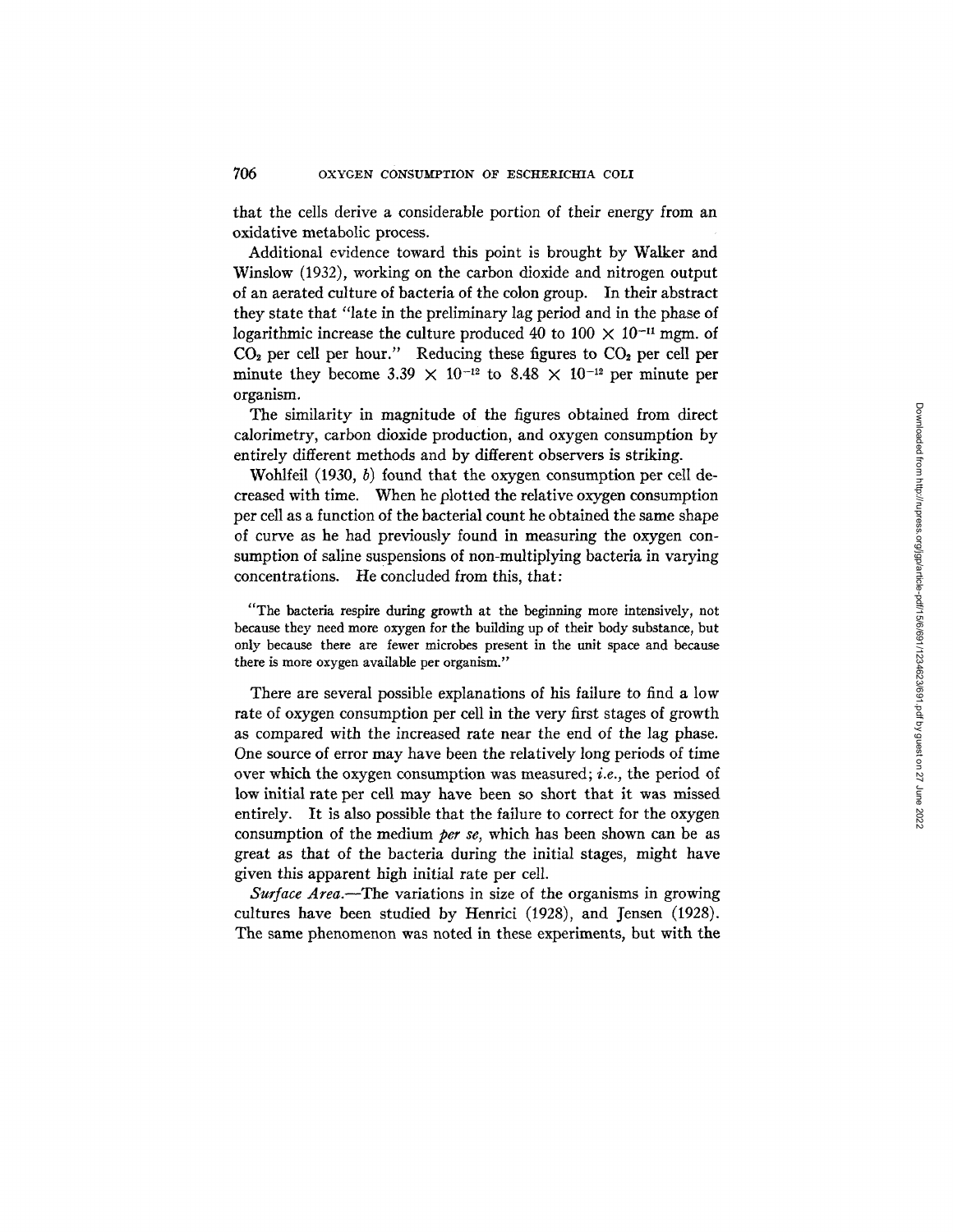that the cells derive a considerable portion of their energy from an oxidative metabolic process.

Additional evidence toward this point is brought by Walker and Winslow (1932), working on the carbon dioxide and nitrogen output of an aerated culture of bacteria of the colon group. In their abstract they state that "late in the preliminary lag period and in the phase of logarithmic increase the culture produced 40 to $100 \times 10^{-11}$ mgm. of $CO_2$ per cell per hour." Reducing these figures to $CO_2$ per cell per minute they become $3.39 \times 10^{-12}$ to $8.48 \times 10^{-12}$ per minute per organism.

The similarity in magnitude of the figures obtained from direct calorimetry, carbon dioxide production, and oxygen consumption by entirely different methods and by different observers is striking.

Wohlfeil (1930, *b*) found that the oxygen consumption per cell decreased with time. When he plotted the relative oxygen consumption per cell as a function of the bacterial count he obtained the same shape of curve as he had previously found in measuring the oxygen consumption of saline suspensions of non-multiplying bacteria in varying concentrations. He concluded from this, that:

> "The bacteria respire during growth at the beginning more intensively, not because they need more oxygen for the building up of their body substance, but only because there are fewer microbes present in the unit space and because there is more oxygen available per organism."

There are several possible explanations of his failure to find a low rate of oxygen consumption per cell in the very first stages of growth as compared with the increased rate near the end of the lag phase. One source of error may have been the relatively long periods of time over which the oxygen consumption was measured; *i.e.*, the period of low initial rate per cell may have been so short that it was missed entirely. It is also possible that the failure to correct for the oxygen consumption of the medium *per se*, which has been shown can be as great as that of the bacteria during the initial stages, might have given this apparent high initial rate per cell.

*Surface Area.*—The variations in size of the organisms in growing cultures have been studied by Henrici (1928), and Jensen (1928). The same phenomenon was noted in these experiments, but with the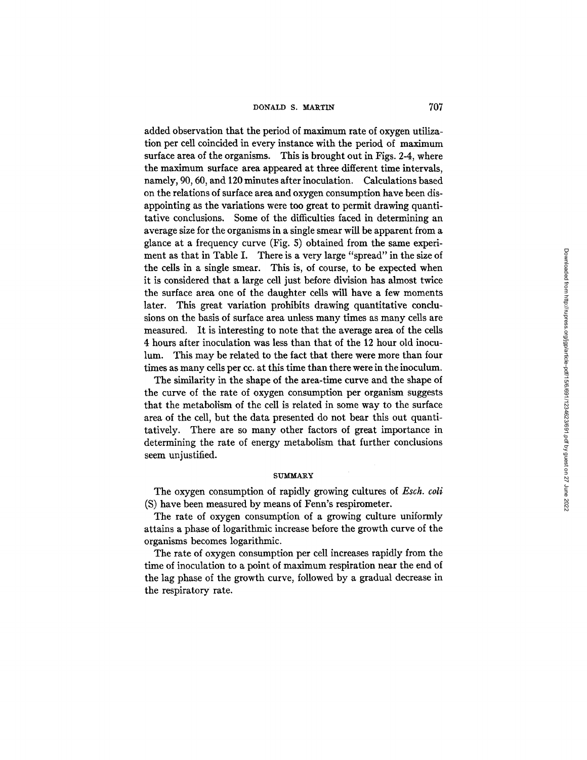added observation that the period of maximum rate of oxygen utilization per cell coincided in every instance with the period of maximum surface area of the organisms. This is brought out in Figs. 2-4, where the maximum surface area appeared at three different time intervals, namely, 90, 60, and 120 minutes after inoculation. Calculations based on the relations of surface area and oxygen consumption have been disappointing as the variations were too great to permit drawing quantitative conclusions. Some of the difficulties faced in determining an average size for the organisms in a single smear will be apparent from a glance at a frequency curve (Fig. 5) obtained from the same experiment as that in Table I. There is a very large "spread" in the size of the cells in a single smear. This is, of course, to be expected when it is considered that a large cell just before division has almost twice the surface area one of the daughter cells will have a few moments later. This great variation prohibits drawing quantitative conclusions on the basis of surface area unless many times as many cells are measured. It is interesting to note that the average area of the cells 4 hours after inoculation was less than that of the 12 hour old inoculum. This may be related to the fact that there were more than four times as many cells per cc. at this time than there were in the inoculum.

The similarity in the shape of the area-time curve and the shape of the curve of the rate of oxygen consumption per organism suggests that the metabolism of the cell is related in some way to the surface area of the cell, but the data presented do not bear this out quantitatively. There are so many other factors of great importance in determining the rate of energy metabolism that further conclusions seem unjustified.

## SUMMARY

The oxygen consumption of rapidly growing cultures of *Esch. coli* (S) have been measured by means of Fenn's respirometer.

The rate of oxygen consumption of a growing culture uniformly attains a phase of logarithmic increase before the growth curve of the organisms becomes logarithmic.

The rate of oxygen consumption per cell increases rapidly from the time of inoculation to a point of maximum respiration near the end of the lag phase of the growth curve, followed by a gradual decrease in the respiratory rate.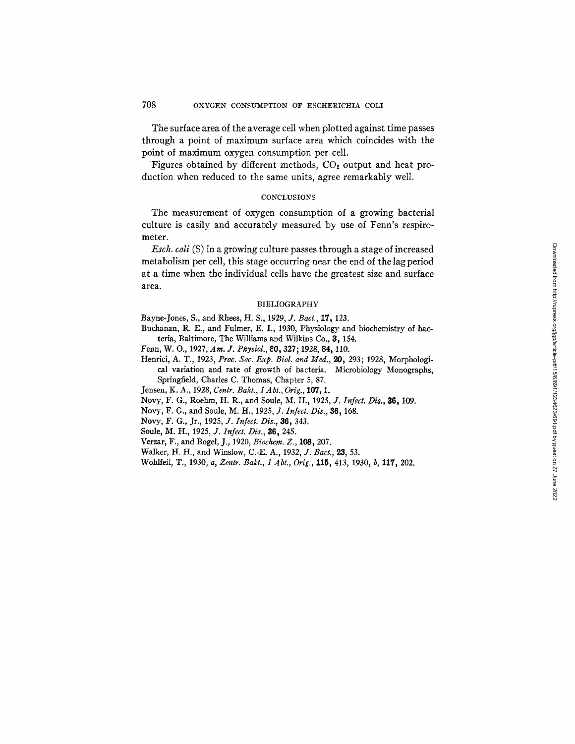The surface area of the average cell when plotted against time passes through a point of maximum surface area which coincides with the point of maximum oxygen consumption per cell.

Figures obtained by different methods, $CO_2$ output and heat production when reduced to the same units, agree remarkably well.

## CONCLUSIONS

The measurement of oxygen consumption of a growing bacterial culture is easily and accurately measured by use of Fenn's respirometer.

*Esch. coli* (S) in a growing culture passes through a stage of increased metabolism per cell, this stage occurring near the end of the lag period at a time when the individual cells have the greatest size and surface area.

## BIBLIOGRAPHY

Bayne-Jones, S., and Rhees, H. S., 1929, *J. Bact.*, **17,** 123.

Buchanan, R. E., and Fulmer, E. I., 1930, Physiology and biochemistry of bacteria, Baltimore, The Williams and Wilkins Co., **3,** 154.

Fenn, W. O., 1927, *Am. J. Physiol.*, **80,** 327; 1928, **84,** 110.

Henrici, A. T., 1923, *Proc. Soc. Exp. Biol. and Med.*, **20,** 293; 1928, Morphological variation and rate of growth of bacteria. Microbiology Monographs, Springfield, Charles C. Thomas, Chapter 5, 87.

Jensen, K. A., 1928, *Centr. Bakt., I Abt., Orig.*, **107,** 1.

Novy, F. G., Roehm, H. R., and Soule, M. H., 1925, *J. Infect. Dis.*, **36,** 109.

Novy, F. G., and Soule, M. H., 1925, *J. Infect. Dis.*, **36,** 168.

Novy, F. G., Jr., 1925, *J. Infect. Dis.*, **36,** 343.

Soule, M. H., 1925, *J. Infect. Dis.*, **36,** 245.

Verzar, F., and Bogel, J., 1920, *Biochem. Z.*, **108,** 207.

Walker, H. H., and Winslow, C.-E. A., 1932, *J. Bact.*, **23,** 53.

Wohlfeil, T., 1930, *a*, *Zentr. Bakt., I Abt., Orig.*, **115,** 413, 1930, *b*, **117,** 202.